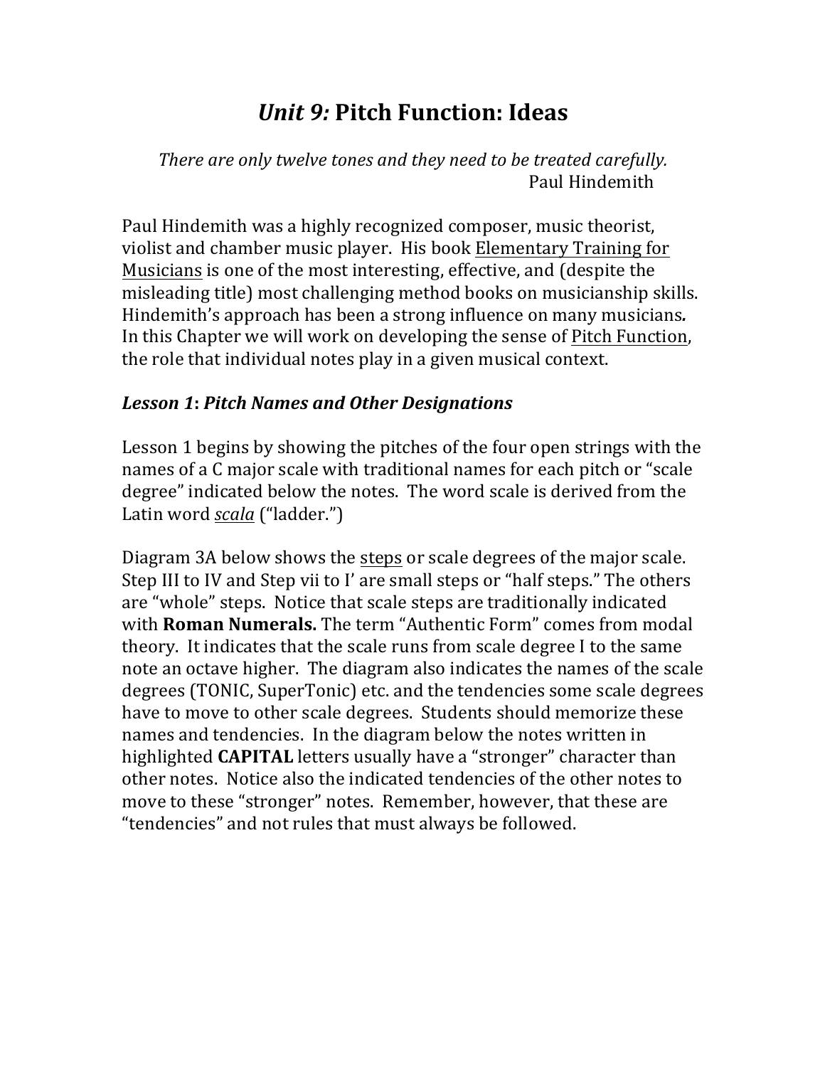# *Unit 9:* Pitch Function: Ideas

*There are only twelve tones and they need to be treated carefully.*
Paul Hindemith

Paul Hindemith was a highly recognized composer, music theorist, violist and chamber music player. His book <u>Elementary Training for Musicians</u> is one of the most interesting, effective, and (despite the misleading title) most challenging method books on musicianship skills. Hindemith's approach has been a strong influence on many musicians*.* In this Chapter we will work on developing the sense of <u>Pitch Function</u>, the role that individual notes play in a given musical context.

### *Lesson 1*: *Pitch Names and Other Designations*

Lesson 1 begins by showing the pitches of the four open strings with the names of a C major scale with traditional names for each pitch or "scale degree" indicated below the notes. The word scale is derived from the Latin word <u>*scala*</u> ("ladder.")

Diagram 3A below shows the <u>steps</u> or scale degrees of the major scale. Step III to IV and Step vii to I' are small steps or "half steps." The others are "whole" steps. Notice that scale steps are traditionally indicated with **Roman Numerals.** The term "Authentic Form" comes from modal theory. It indicates that the scale runs from scale degree I to the same note an octave higher. The diagram also indicates the names of the scale degrees (TONIC, SuperTonic) etc. and the tendencies some scale degrees have to move to other scale degrees. Students should memorize these names and tendencies. In the diagram below the notes written in highlighted **CAPITAL** letters usually have a "stronger" character than other notes. Notice also the indicated tendencies of the other notes to move to these "stronger" notes. Remember, however, that these are "tendencies" and not rules that must always be followed.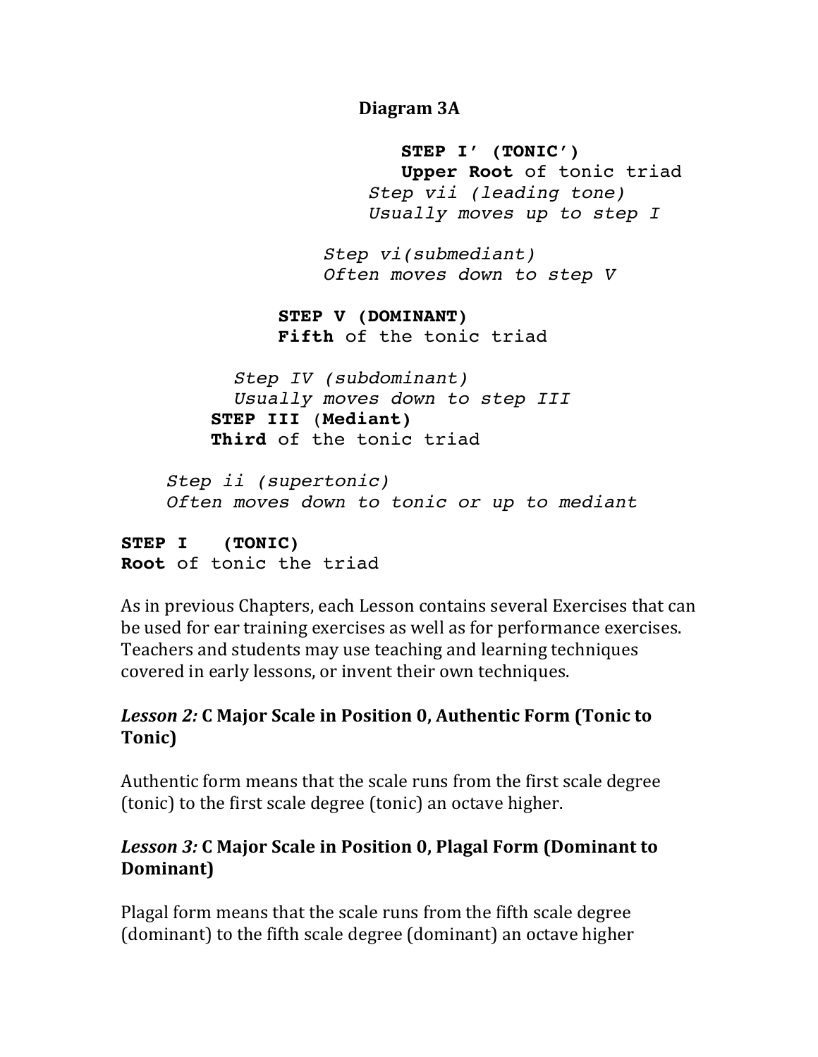**Diagram 3A**

**STEP I′ (TONIC′)**
**Upper Root** of tonic triad
*Step vii (leading tone)*
*Usually moves up to step I*

*Step vi(submediant)*
*Often moves down to step V*

**STEP V (DOMINANT)**
**Fifth** of the tonic triad

*Step IV (subdominant)*
*Usually moves down to step III*
**STEP III (Mediant)**
**Third** of the tonic triad

*Step ii (supertonic)*
*Often moves down to tonic or up to mediant*

**STEP I (TONIC)**
**Root** of tonic the triad

As in previous Chapters, each Lesson contains several Exercises that can be used for ear training exercises as well as for performance exercises. Teachers and students may use teaching and learning techniques covered in early lessons, or invent their own techniques.

### *Lesson 2:* C Major Scale in Position 0, Authentic Form (Tonic to Tonic)

Authentic form means that the scale runs from the first scale degree (tonic) to the first scale degree (tonic) an octave higher.

### *Lesson 3:* C Major Scale in Position 0, Plagal Form (Dominant to Dominant)

Plagal form means that the scale runs from the fifth scale degree (dominant) to the fifth scale degree (dominant) an octave higher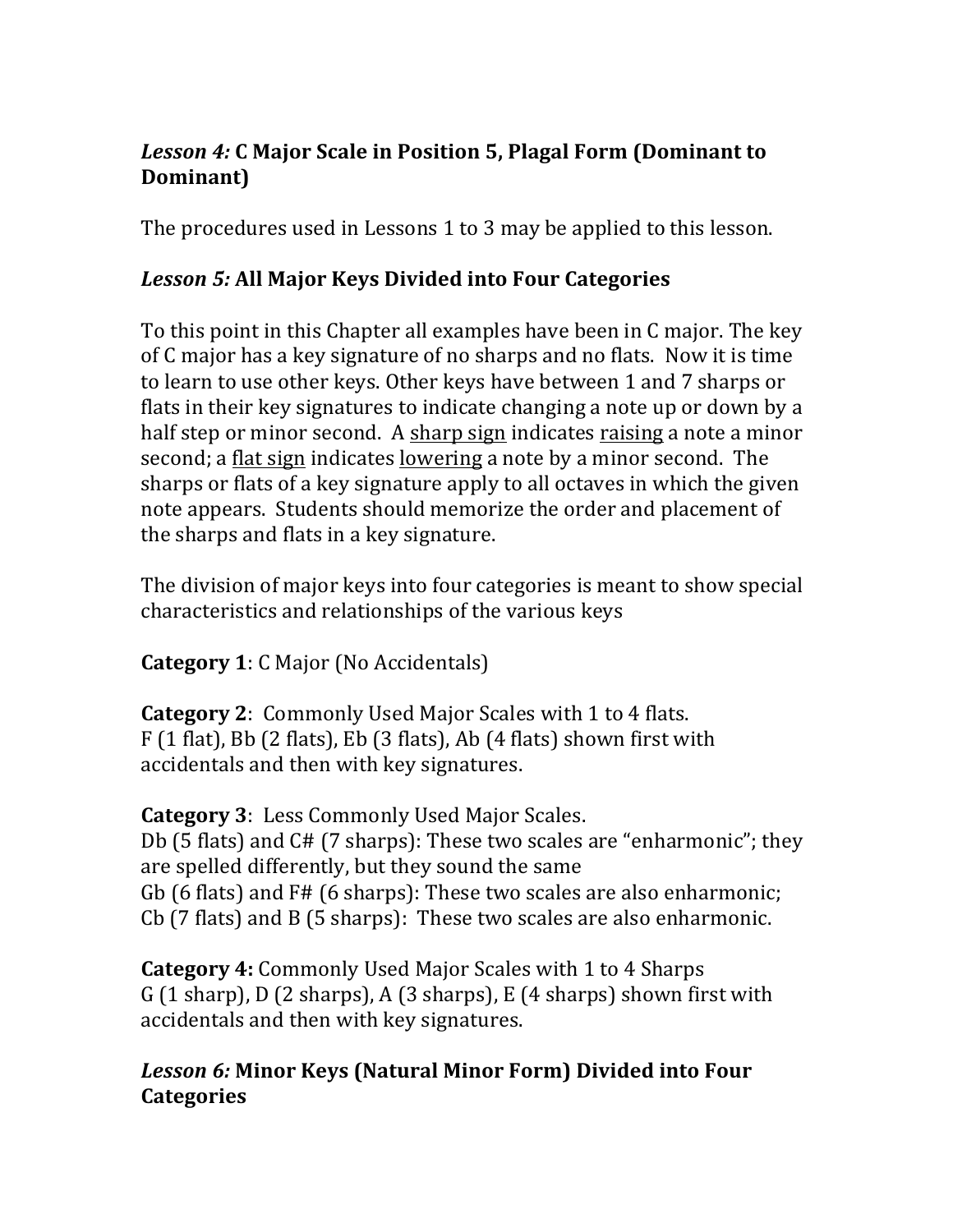### *Lesson 4:* **C Major Scale in Position 5, Plagal Form (Dominant to Dominant)**

The procedures used in Lessons 1 to 3 may be applied to this lesson.

### *Lesson 5:* **All Major Keys Divided into Four Categories**

To this point in this Chapter all examples have been in C major. The key of C major has a key signature of no sharps and no flats. Now it is time to learn to use other keys. Other keys have between 1 and 7 sharps or flats in their key signatures to indicate changing a note up or down by a half step or minor second. A <u>sharp sign</u> indicates <u>raising</u> a note a minor second; a <u>flat sign</u> indicates <u>lowering</u> a note by a minor second. The sharps or flats of a key signature apply to all octaves in which the given note appears. Students should memorize the order and placement of the sharps and flats in a key signature.

The division of major keys into four categories is meant to show special characteristics and relationships of the various keys

**Category 1**: C Major (No Accidentals)

**Category 2**: Commonly Used Major Scales with 1 to 4 flats.
F (1 flat), Bb (2 flats), Eb (3 flats), Ab (4 flats) shown first with accidentals and then with key signatures.

**Category 3**: Less Commonly Used Major Scales.
Db (5 flats) and C# (7 sharps): These two scales are "enharmonic"; they are spelled differently, but they sound the same
Gb (6 flats) and F# (6 sharps): These two scales are also enharmonic;
Cb (7 flats) and B (5 sharps): These two scales are also enharmonic.

**Category 4:** Commonly Used Major Scales with 1 to 4 Sharps
G (1 sharp), D (2 sharps), A (3 sharps), E (4 sharps) shown first with accidentals and then with key signatures.

### *Lesson 6:* **Minor Keys (Natural Minor Form) Divided into Four Categories**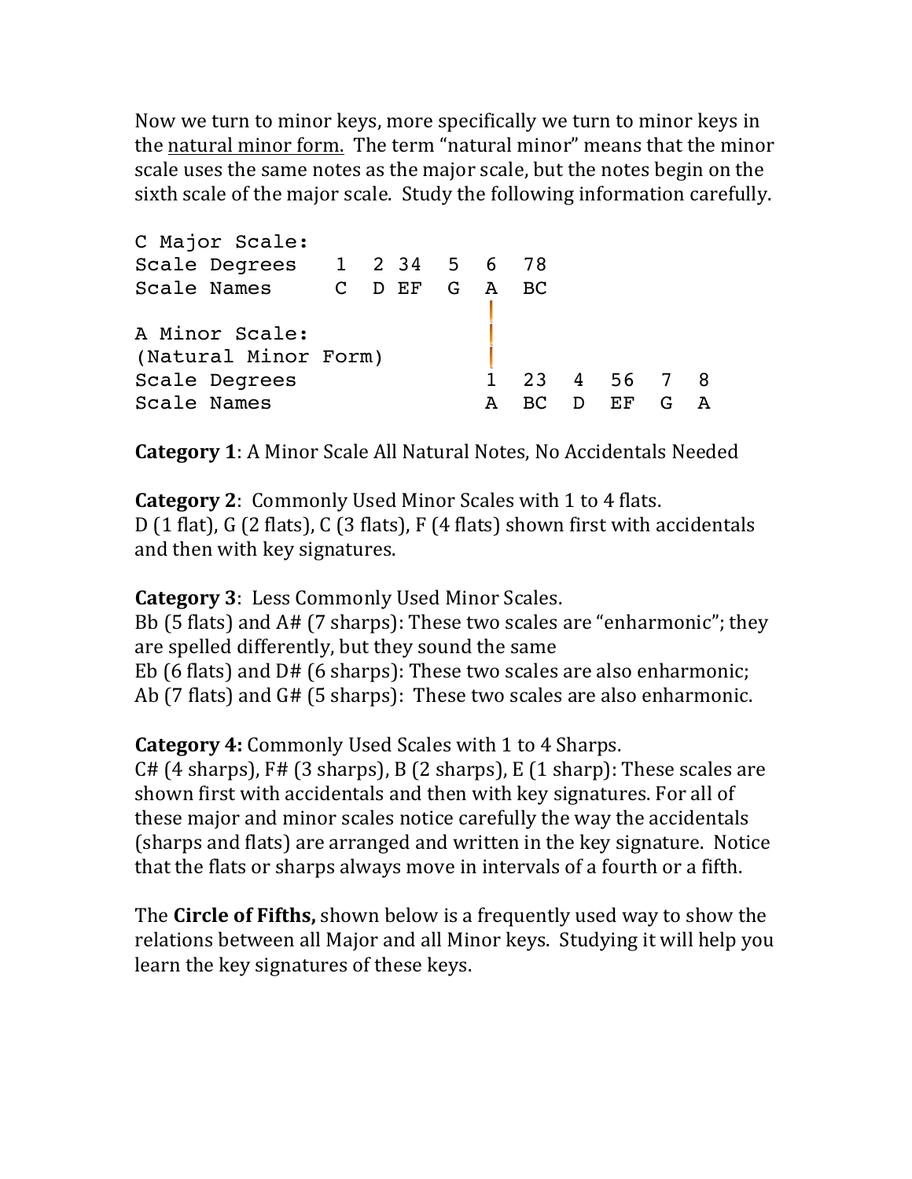Now we turn to minor keys, more specifically we turn to minor keys in the natural minor form. The term "natural minor" means that the minor scale uses the same notes as the major scale, but the notes begin on the sixth scale of the major scale. Study the following information carefully.

```
C Major Scale:
Scale Degrees   1  2 34  5  6  78
Scale Names     C  D EF  G  A  BC
                            |
A Minor Scale:              |
(Natural Minor Form)        |
Scale Degrees               1  23  4  56  7  8
Scale Names                 A  BC  D  EF  G  A
```

**Category 1**: A Minor Scale All Natural Notes, No Accidentals Needed

**Category 2**: Commonly Used Minor Scales with 1 to 4 flats.
D (1 flat), G (2 flats), C (3 flats), F (4 flats) shown first with accidentals and then with key signatures.

**Category 3**: Less Commonly Used Minor Scales.
Bb (5 flats) and A# (7 sharps): These two scales are "enharmonic"; they are spelled differently, but they sound the same
Eb (6 flats) and D# (6 sharps): These two scales are also enharmonic;
Ab (7 flats) and G# (5 sharps): These two scales are also enharmonic.

**Category 4:** Commonly Used Scales with 1 to 4 Sharps.
C# (4 sharps), F# (3 sharps), B (2 sharps), E (1 sharp): These scales are shown first with accidentals and then with key signatures. For all of these major and minor scales notice carefully the way the accidentals (sharps and flats) are arranged and written in the key signature. Notice that the flats or sharps always move in intervals of a fourth or a fifth.

The **Circle of Fifths,** shown below is a frequently used way to show the relations between all Major and all Minor keys. Studying it will help you learn the key signatures of these keys.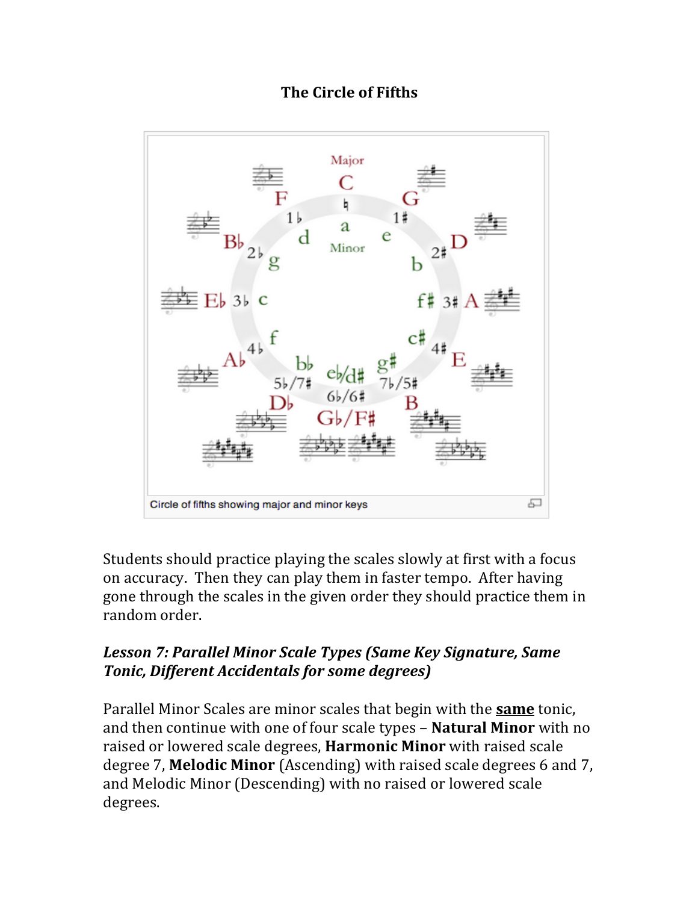## The Circle of Fifths

Major

C

♮

a

Minor

G

1♯

e

D

2♯

b

A

3♯

f♯

E

4♯

c♯

B

7♭/5♯

g♯

G♭/F♯

6♭/6♯

e♭/d♯

D♭

5♭/7♯

b♭

A♭

4♭

f

E♭

3♭

c

B♭

2♭

g

F

1♭

d

Circle of fifths showing major and minor keys

Students should practice playing the scales slowly at first with a focus on accuracy. Then they can play them in faster tempo. After having gone through the scales in the given order they should practice them in random order.

### *Lesson 7: Parallel Minor Scale Types (Same Key Signature, Same Tonic, Different Accidentals for some degrees)*

Parallel Minor Scales are minor scales that begin with the **same** tonic, and then continue with one of four scale types – **Natural Minor** with no raised or lowered scale degrees, **Harmonic Minor** with raised scale degree 7, **Melodic Minor** (Ascending) with raised scale degrees 6 and 7, and Melodic Minor (Descending) with no raised or lowered scale degrees.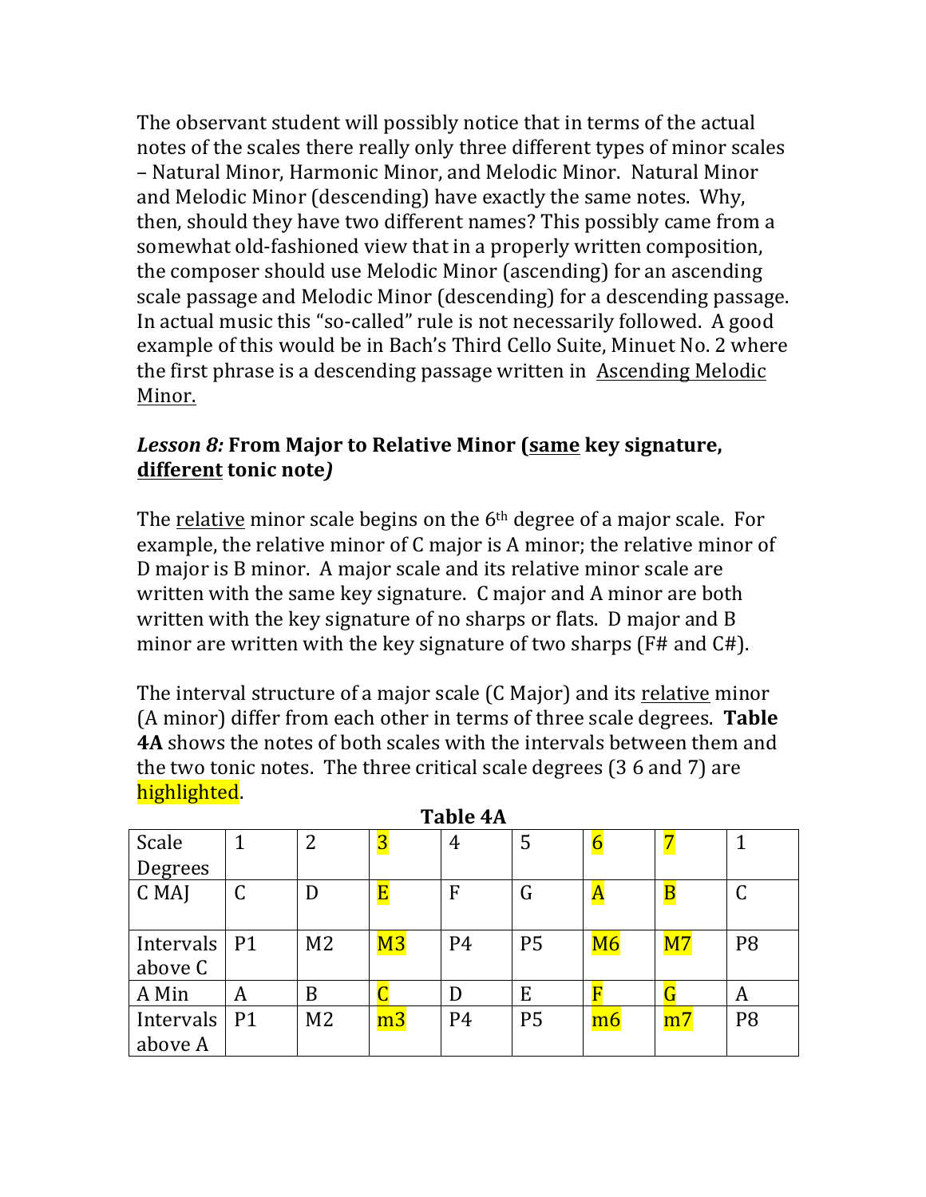The observant student will possibly notice that in terms of the actual notes of the scales there really only three different types of minor scales – Natural Minor, Harmonic Minor, and Melodic Minor. Natural Minor and Melodic Minor (descending) have exactly the same notes. Why, then, should they have two different names? This possibly came from a somewhat old-fashioned view that in a properly written composition, the composer should use Melodic Minor (ascending) for an ascending scale passage and Melodic Minor (descending) for a descending passage. In actual music this "so-called" rule is not necessarily followed. A good example of this would be in Bach's Third Cello Suite, Minuet No. 2 where the first phrase is a descending passage written in Ascending Melodic Minor.

### *Lesson 8:* From Major to Relative Minor (same key signature, different tonic note)

The relative minor scale begins on the 6th degree of a major scale. For example, the relative minor of C major is A minor; the relative minor of D major is B minor. A major scale and its relative minor scale are written with the same key signature. C major and A minor are both written with the key signature of no sharps or flats. D major and B minor are written with the key signature of two sharps (F# and C#).

The interval structure of a major scale (C Major) and its relative minor (A minor) differ from each other in terms of three scale degrees. **Table 4A** shows the notes of both scales with the intervals between them and the two tonic notes. The three critical scale degrees (3 6 and 7) are highlighted.

**Table 4A**

| Scale Degrees | 1 | 2 | 3 | 4 | 5 | 6 | 7 | 1 |
|---|---|---|---|---|---|---|---|---|
| C MAJ | C | D | E | F | G | A | B | C |
| Intervals above C | P1 | M2 | M3 | P4 | P5 | M6 | M7 | P8 |
| A Min | A | B | C | D | E | F | G | A |
| Intervals above A | P1 | M2 | m3 | P4 | P5 | m6 | m7 | P8 |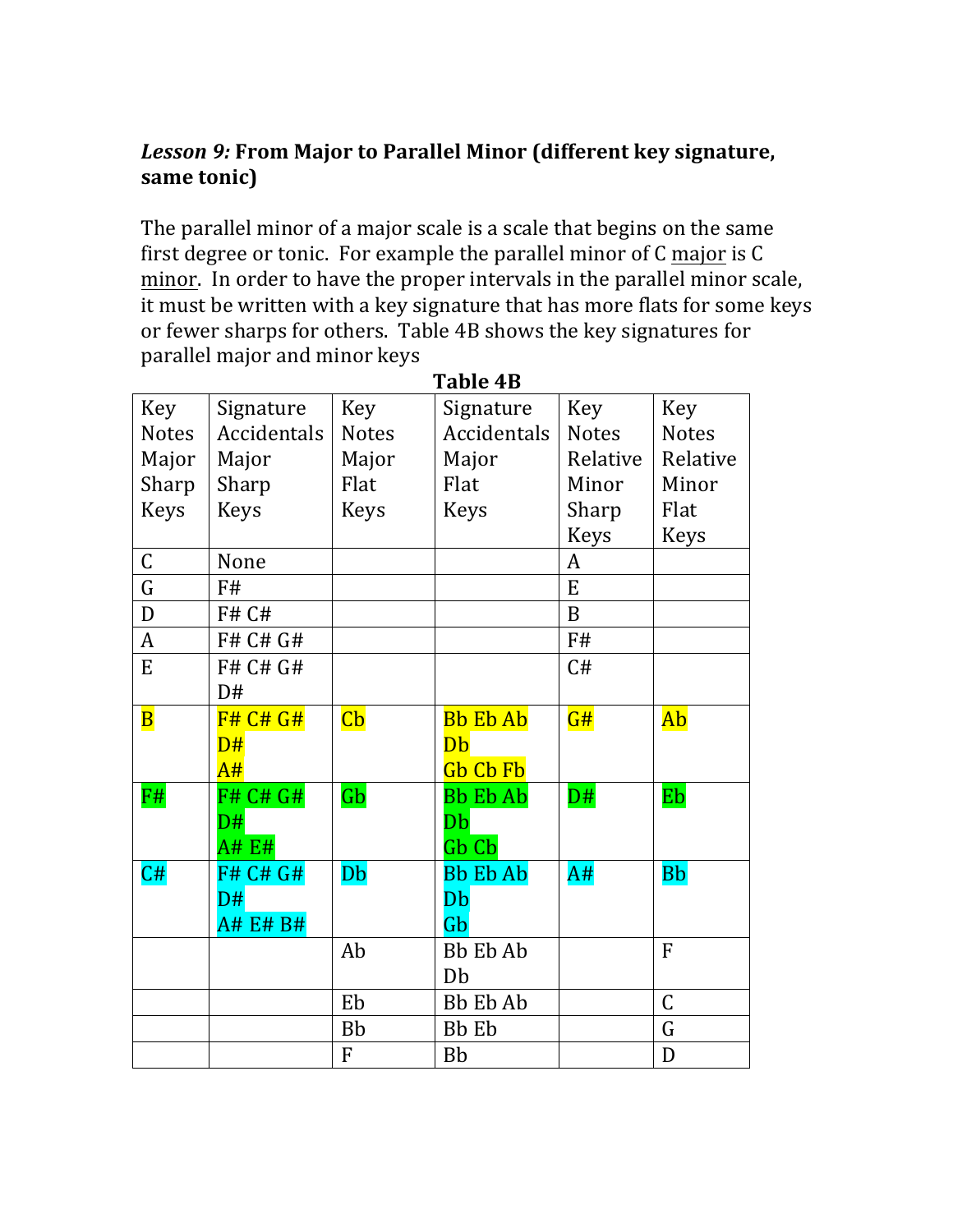*Lesson 9:* **From Major to Parallel Minor (different key signature, same tonic)**

The parallel minor of a major scale is a scale that begins on the same first degree or tonic. For example the parallel minor of C major is C minor. In order to have the proper intervals in the parallel minor scale, it must be written with a key signature that has more flats for some keys or fewer sharps for others. Table 4B shows the key signatures for parallel major and minor keys

**Table 4B**

| Key Notes Major Sharp Keys | Signature Accidentals Major Sharp Keys | Key Notes Major Flat Keys | Signature Accidentals Major Flat Keys | Key Notes Relative Minor Sharp Keys | Key Notes Relative Minor Flat Keys |
|---|---|---|---|---|---|
| C | None | | | A | |
| G | F# | | | E | |
| D | F# C# | | | B | |
| A | F# C# G# | | | F# | |
| E | F# C# G# D# | | | C# | |
| B | F# C# G# D# A# | Cb | Bb Eb Ab Db Gb Cb Fb | G# | Ab |
| F# | F# C# G# D# A# E# | Gb | Bb Eb Ab Db Gb Cb | D# | Eb |
| C# | F# C# G# D# A# E# B# | Db | Bb Eb Ab Db Gb | A# | Bb |
| | | Ab | Bb Eb Ab Db | | F |
| | | Eb | Bb Eb Ab | | C |
| | | Bb | Bb Eb | | G |
| | | F | Bb | | D |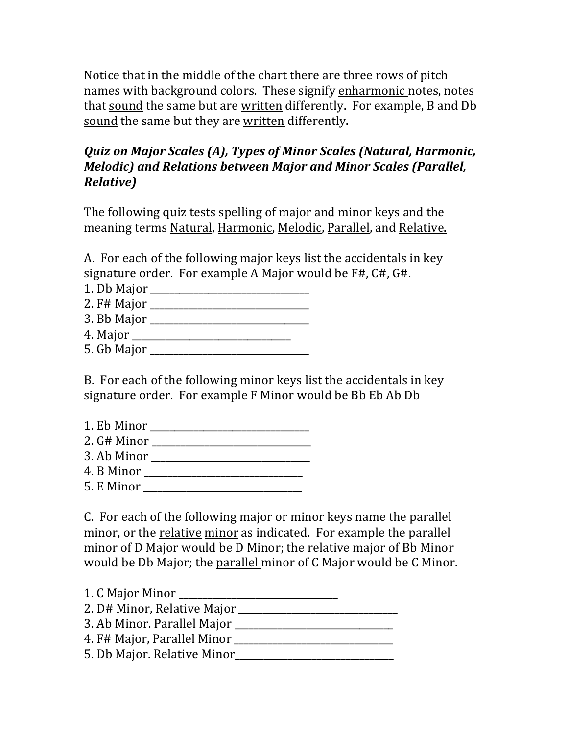Notice that in the middle of the chart there are three rows of pitch names with background colors. These signify <u>enharmonic</u> notes, notes that <u>sound</u> the same but are <u>written</u> differently. For example, B and Db <u>sound</u> the same but they are <u>written</u> differently.

***Quiz on Major Scales (A), Types of Minor Scales (Natural, Harmonic, Melodic) and Relations between Major and Minor Scales (Parallel, Relative)***

The following quiz tests spelling of major and minor keys and the meaning terms <u>Natural</u>, <u>Harmonic</u>, <u>Melodic</u>, <u>Parallel</u>, and <u>Relative.</u>

A. For each of the following <u>major</u> keys list the accidentals in <u>key signature</u> order. For example A Major would be F#, C#, G#.

1. Db Major ________________________________
2. F# Major ________________________________
3. Bb Major ________________________________
4. Major ________________________________
5. Gb Major ________________________________

B. For each of the following <u>minor</u> keys list the accidentals in key signature order. For example F Minor would be Bb Eb Ab Db

1. Eb Minor ________________________________
2. G# Minor ________________________________
3. Ab Minor ________________________________
4. B Minor ________________________________
5. E Minor ________________________________

C. For each of the following major or minor keys name the <u>parallel</u> minor, or the <u>relative</u> <u>minor</u> as indicated. For example the parallel minor of D Major would be D Minor; the relative major of Bb Minor would be Db Major; the <u>parallel</u> minor of C Major would be C Minor.

1. C Major Minor ________________________________
2. D# Minor, Relative Major ________________________________
3. Ab Minor. Parallel Major ________________________________
4. F# Major, Parallel Minor ________________________________
5. Db Major. Relative Minor________________________________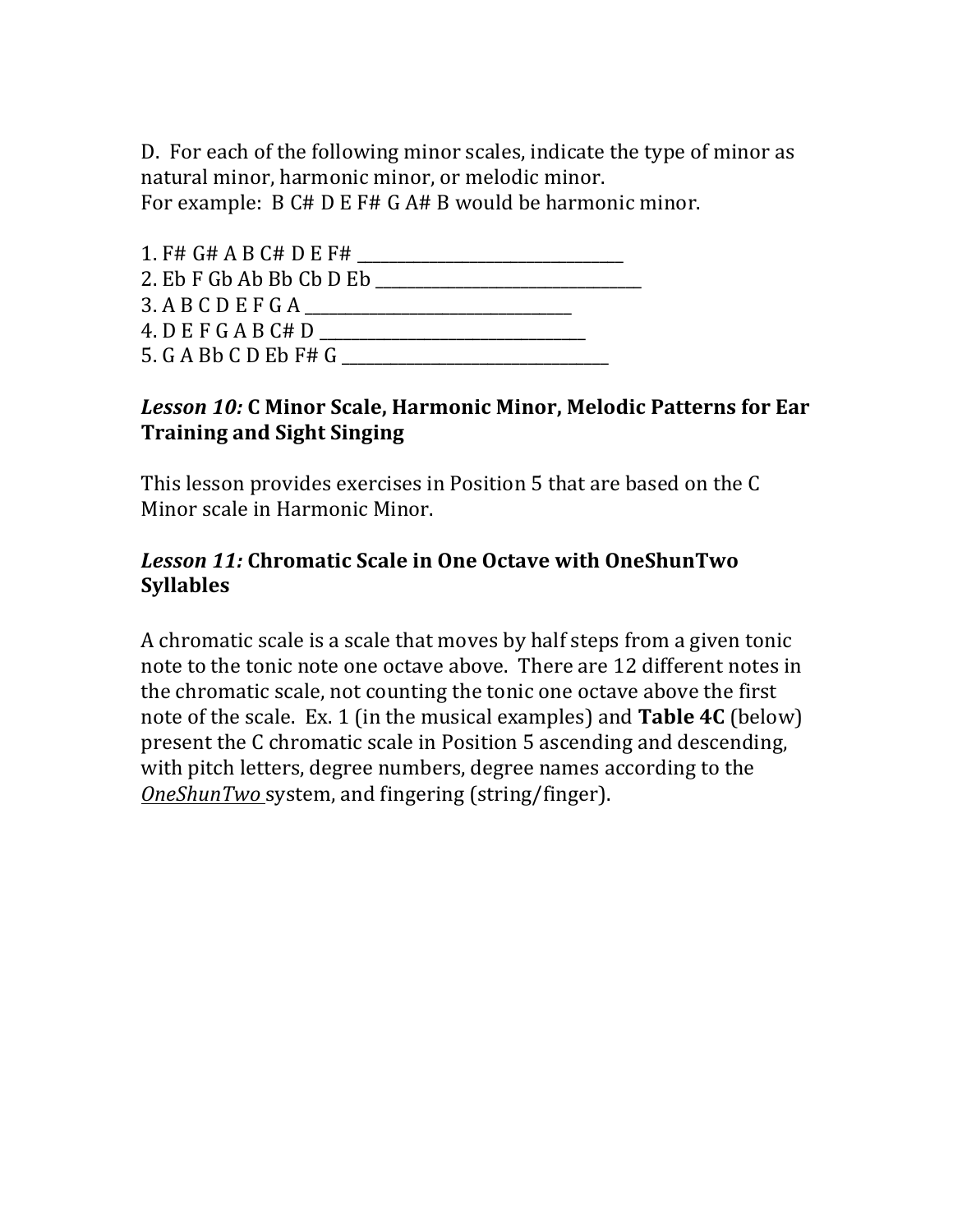D. For each of the following minor scales, indicate the type of minor as natural minor, harmonic minor, or melodic minor.
For example: B C# D E F# G A# B would be harmonic minor.

1. F# G# A B C# D E F# ______________________________
2. Eb F Gb Ab Bb Cb D Eb ______________________________
3. A B C D E F G A ______________________________
4. D E F G A B C# D ______________________________
5. G A Bb C D Eb F# G ______________________________

### *Lesson 10:* C Minor Scale, Harmonic Minor, Melodic Patterns for Ear Training and Sight Singing

This lesson provides exercises in Position 5 that are based on the C Minor scale in Harmonic Minor.

### *Lesson 11:* Chromatic Scale in One Octave with OneShunTwo Syllables

A chromatic scale is a scale that moves by half steps from a given tonic note to the tonic note one octave above. There are 12 different notes in the chromatic scale, not counting the tonic one octave above the first note of the scale. Ex. 1 (in the musical examples) and **Table 4C** (below) present the C chromatic scale in Position 5 ascending and descending, with pitch letters, degree numbers, degree names according to the *OneShunTwo* system, and fingering (string/finger).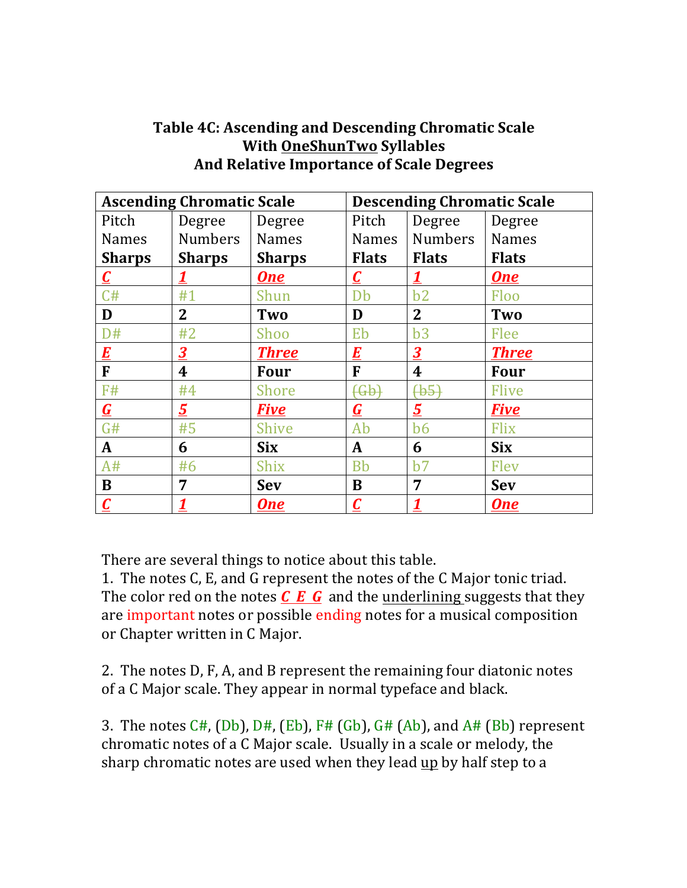**Table 4C: Ascending and Descending Chromatic Scale**
**With OneShunTwo Syllables**
**And Relative Importance of Scale Degrees**

| Ascending Chromatic Scale | | | Descending Chromatic Scale | | |
|---|---|---|---|---|---|
| Pitch Names **Sharps** | Degree Numbers **Sharps** | Degree Names **Sharps** | Pitch Names **Flats** | Degree Numbers **Flats** | Degree Names **Flats** |
| ***C*** | ***1*** | ***One*** | ***C*** | ***1*** | ***One*** |
| C# | #1 | Shun | Db | b2 | Floo |
| **D** | **2** | **Two** | **D** | **2** | **Two** |
| D# | #2 | Shoo | Eb | b3 | Flee |
| ***E*** | ***3*** | ***Three*** | ***E*** | ***3*** | ***Three*** |
| **F** | **4** | **Four** | **F** | **4** | **Four** |
| F# | #4 | Shore | ~~(Gb)~~ | ~~(b5)~~ | Flive |
| ***G*** | ***5*** | ***Five*** | ***G*** | ***5*** | ***Five*** |
| G# | #5 | Shive | Ab | b6 | Flix |
| **A** | **6** | **Six** | **A** | **6** | **Six** |
| A# | #6 | Shix | Bb | b7 | Flev |
| **B** | **7** | **Sev** | **B** | **7** | **Sev** |
| ***C*** | ***1*** | ***One*** | ***C*** | ***1*** | ***One*** |

There are several things to notice about this table.

1. The notes C, E, and G represent the notes of the C Major tonic triad. The color red on the notes ***C E G*** and the underlining suggests that they are important notes or possible ending notes for a musical composition or Chapter written in C Major.

2. The notes D, F, A, and B represent the remaining four diatonic notes of a C Major scale. They appear in normal typeface and black.

3. The notes C#, (Db), D#, (Eb), F# (Gb), G# (Ab), and A# (Bb) represent chromatic notes of a C Major scale. Usually in a scale or melody, the sharp chromatic notes are used when they lead up by half step to a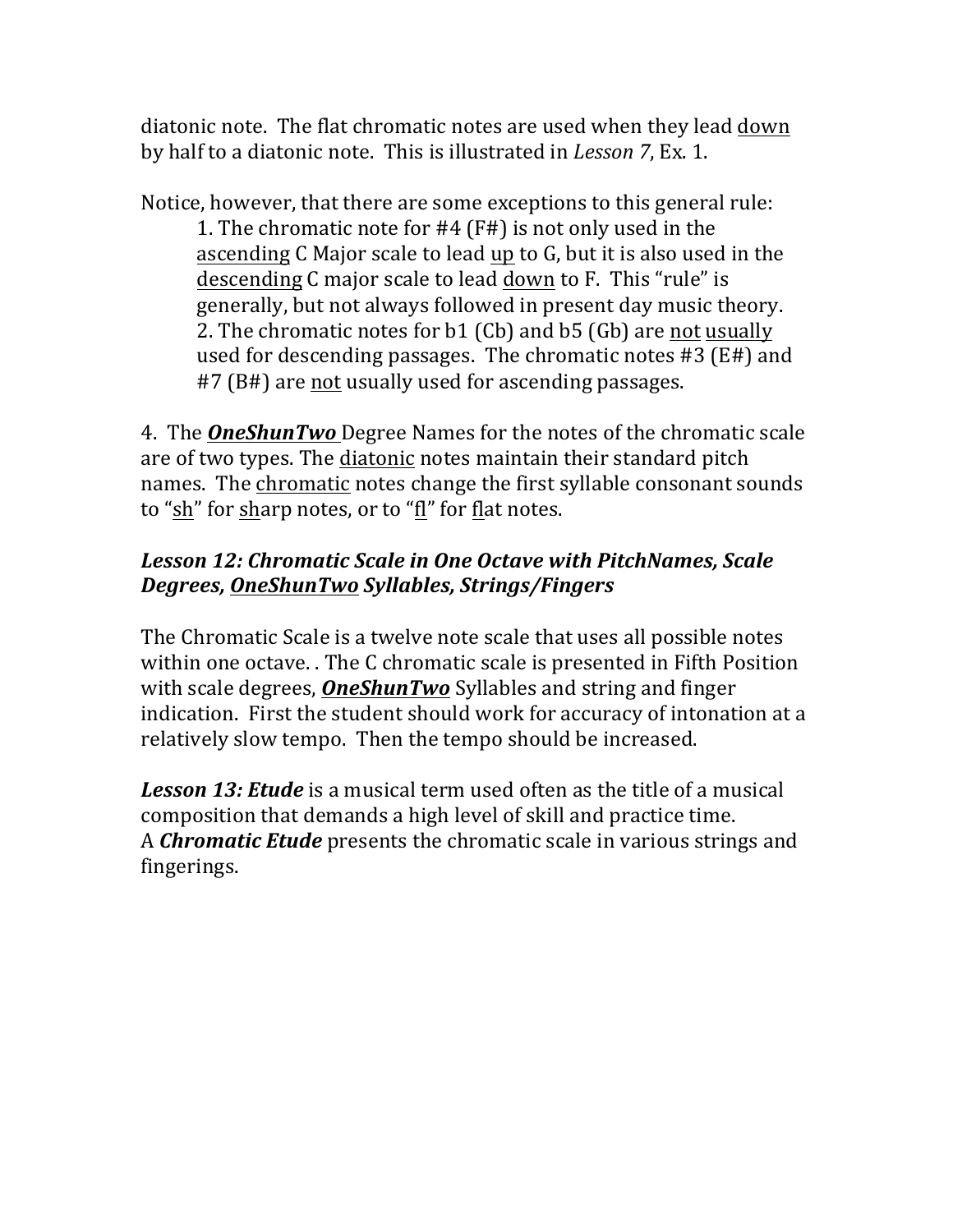diatonic note. The flat chromatic notes are used when they lead <u>down</u> by half to a diatonic note. This is illustrated in *Lesson 7*, Ex. 1.

Notice, however, that there are some exceptions to this general rule:

1. The chromatic note for #4 (F#) is not only used in the <u>ascending</u> C Major scale to lead <u>up</u> to G, but it is also used in the <u>descending</u> C major scale to lead <u>down</u> to F. This "rule" is generally, but not always followed in present day music theory.
2. The chromatic notes for b1 (Cb) and b5 (Gb) are <u>not</u> <u>usually</u> used for descending passages. The chromatic notes #3 (E#) and #7 (B#) are <u>not</u> usually used for ascending passages.

4. The ***<u>OneShunTwo</u>*** Degree Names for the notes of the chromatic scale are of two types. The <u>diatonic</u> notes maintain their standard pitch names. The <u>chromatic</u> notes change the first syllable consonant sounds to "<u>sh</u>" for <u>sh</u>arp notes, or to "<u>fl</u>" for <u>fl</u>at notes.

***Lesson 12: Chromatic Scale in One Octave with PitchNames, Scale Degrees, <u>OneShunTwo</u> Syllables, Strings/Fingers***

The Chromatic Scale is a twelve note scale that uses all possible notes within one octave. . The C chromatic scale is presented in Fifth Position with scale degrees, ***<u>OneShunTwo</u>*** Syllables and string and finger indication. First the student should work for accuracy of intonation at a relatively slow tempo. Then the tempo should be increased.

***Lesson 13: Etude*** is a musical term used often as the title of a musical composition that demands a high level of skill and practice time.
A ***Chromatic Etude*** presents the chromatic scale in various strings and fingerings.